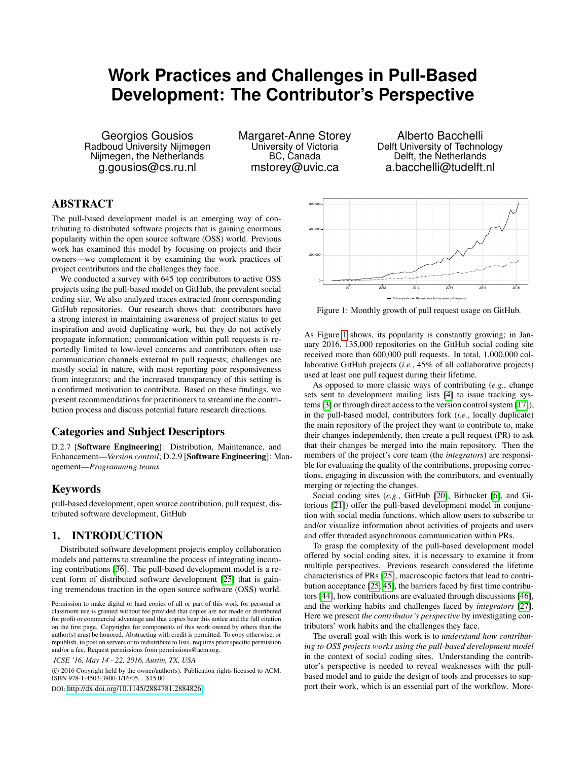# Work Practices and Challenges in Pull-Based Development: The Contributor's Perspective

Georgios Gousios
Radboud University Nijmegen
Nijmegen, the Netherlands
g.gousios@cs.ru.nl

Margaret-Anne Storey
University of Victoria
BC, Canada
mstorey@uvic.ca

Alberto Bacchelli
Delft University of Technology
Delft, the Netherlands
a.bacchelli@tudelft.nl

## ABSTRACT

The pull-based development model is an emerging way of contributing to distributed software projects that is gaining enormous popularity within the open source software (OSS) world. Previous work has examined this model by focusing on projects and their owners—we complement it by examining the work practices of project contributors and the challenges they face.

We conducted a survey with 645 top contributors to active OSS projects using the pull-based model on GitHub, the prevalent social coding site. We also analyzed traces extracted from corresponding GitHub repositories. Our research shows that: contributors have a strong interest in maintaining awareness of project status to get inspiration and avoid duplicating work, but they do not actively propagate information; communication within pull requests is reportedly limited to low-level concerns and contributors often use communication channels external to pull requests; challenges are mostly social in nature, with most reporting poor responsiveness from integrators; and the increased transparency of this setting is a confirmed motivation to contribute. Based on these findings, we present recommendations for practitioners to streamline the contribution process and discuss potential future research directions.

## Categories and Subject Descriptors

D.2.7 [**Software Engineering**]: Distribution, Maintenance, and Enhancement—*Version control*; D.2.9 [**Software Engineering**]: Management—*Programming teams*

## Keywords

pull-based development, open source contribution, pull request, distributed software development, GitHub

## 1. INTRODUCTION

Distributed software development projects employ collaboration models and patterns to streamline the process of integrating incoming contributions [36]. The pull-based development model is a recent form of distributed software development [25] that is gaining tremendous traction in the open source software (OSS) world.

Permission to make digital or hard copies of all or part of this work for personal or classroom use is granted without fee provided that copies are not made or distributed for profit or commercial advantage and that copies bear this notice and the full citation on the first page. Copyrights for components of this work owned by others than the author(s) must be honored. Abstracting with credit is permitted. To copy otherwise, or republish, to post on servers or to redistribute to lists, requires prior specific permission and/or a fee. Request permissions from permissions@acm.org.

*ICSE '16, May 14 - 22, 2016, Austin, TX, USA*

© 2016 Copyright held by the owner/author(s). Publication rights licensed to ACM. ISBN 978-1-4503-3900-1/16/05...$15.00

DOI: http://dx.doi.org/10.1145/2884781.2884826

600,000
400,000
200,000
0
2011
2012
2013
2014
2015
2016
Pull requests
Repositories that received pull requests

Figure 1: Monthly growth of pull request usage on GitHub.

As Figure 1 shows, its popularity is constantly growing; in January 2016, 135,000 repositories on the GitHub social coding site received more than 600,000 pull requests. In total, 1,000,000 collaborative GitHub projects (*i.e.*, 45% of all collaborative projects) used at least one pull request during their lifetime.

As opposed to more classic ways of contributing (*e.g.*, change sets sent to development mailing lists [4] to issue tracking systems [3] or through direct access to the version control system [17]), in the pull-based model, contributors fork (*i.e.*, locally duplicate) the main repository of the project they want to contribute to, make their changes independently, then create a pull request (PR) to ask that their changes be merged into the main repository. Then the members of the project's core team (the *integrators*) are responsible for evaluating the quality of the contributions, proposing corrections, engaging in discussion with the contributors, and eventually merging or rejecting the changes.

Social coding sites (*e.g.*, GitHub [20], Bitbucket [6], and Gitorious [21]) offer the pull-based development model in conjunction with social media functions, which allow users to subscribe to and/or visualize information about activities of projects and users and offer threaded asynchronous communication within PRs.

To grasp the complexity of the pull-based development model offered by social coding sites, it is necessary to examine it from multiple perspectives. Previous research considered the lifetime characteristics of PRs [25], macroscopic factors that lead to contribution acceptance [25, 45], the barriers faced by first time contributors [44], how contributions are evaluated through discussions [46], and the working habits and challenges faced by *integrators* [27]. Here we present *the contributor's perspective* by investigating contributors' work habits and the challenges they face.

The overall goal with this work is to *understand how contributing to OSS projects works using the pull-based development model* in the context of social coding sites. Understanding the contributor's perspective is needed to reveal weaknesses with the pull-based model and to guide the design of tools and processes to support their work, which is an essential part of the workflow. More-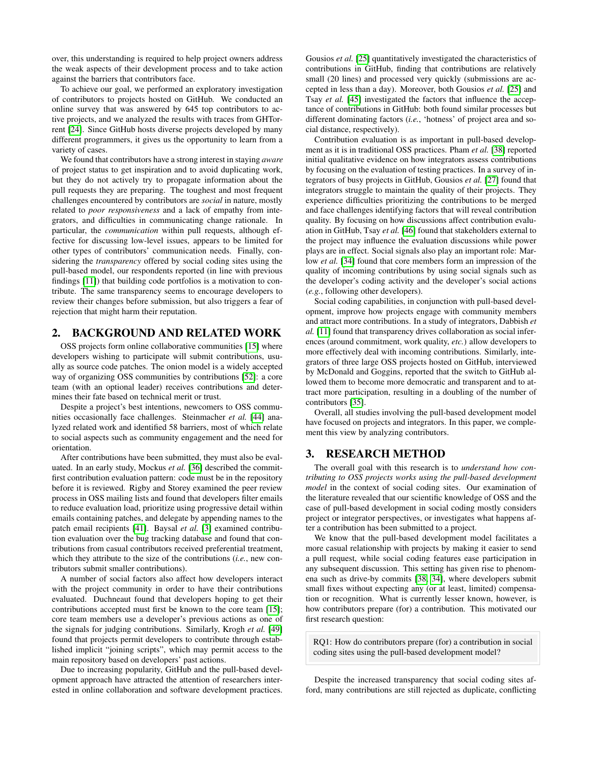over, this understanding is required to help project owners address the weak aspects of their development process and to take action against the barriers that contributors face.

To achieve our goal, we performed an exploratory investigation of contributors to projects hosted on GitHub. We conducted an online survey that was answered by 645 top contributors to active projects, and we analyzed the results with traces from GHTorrent [24]. Since GitHub hosts diverse projects developed by many different programmers, it gives us the opportunity to learn from a variety of cases.

We found that contributors have a strong interest in staying *aware* of project status to get inspiration and to avoid duplicating work, but they do not actively try to propagate information about the pull requests they are preparing. The toughest and most frequent challenges encountered by contributors are *social* in nature, mostly related to *poor responsiveness* and a lack of empathy from integrators, and difficulties in communicating change rationale. In particular, the *communication* within pull requests, although effective for discussing low-level issues, appears to be limited for other types of contributors' communication needs. Finally, considering the *transparency* offered by social coding sites using the pull-based model, our respondents reported (in line with previous findings [11]) that building code portfolios is a motivation to contribute. The same transparency seems to encourage developers to review their changes before submission, but also triggers a fear of rejection that might harm their reputation.

## 2. BACKGROUND AND RELATED WORK

OSS projects form online collaborative communities [15] where developers wishing to participate will submit contributions, usually as source code patches. The onion model is a widely accepted way of organizing OSS communities by contributions [52]: a core team (with an optional leader) receives contributions and determines their fate based on technical merit or trust.

Despite a project's best intentions, newcomers to OSS communities occasionally face challenges. Steinmacher *et al.* [44] analyzed related work and identified 58 barriers, most of which relate to social aspects such as community engagement and the need for orientation.

After contributions have been submitted, they must also be evaluated. In an early study, Mockus *et al.* [36] described the commit-first contribution evaluation pattern: code must be in the repository before it is reviewed. Rigby and Storey examined the peer review process in OSS mailing lists and found that developers filter emails to reduce evaluation load, prioritize using progressive detail within emails containing patches, and delegate by appending names to the patch email recipients [41]. Baysal *et al.* [3] examined contribution evaluation over the bug tracking database and found that contributions from casual contributors received preferential treatment, which they attribute to the size of the contributions (*i.e.*, new contributors submit smaller contributions).

A number of social factors also affect how developers interact with the project community in order to have their contributions evaluated. Duchneaut found that developers hoping to get their contributions accepted must first be known to the core team [15]; core team members use a developer's previous actions as one of the signals for judging contributions. Similarly, Krogh *et al.* [49] found that projects permit developers to contribute through established implicit "joining scripts", which may permit access to the main repository based on developers' past actions.

Due to increasing popularity, GitHub and the pull-based development approach have attracted the attention of researchers interested in online collaboration and software development practices. Gousios *et al.* [25] quantitatively investigated the characteristics of contributions in GitHub, finding that contributions are relatively small (20 lines) and processed very quickly (submissions are accepted in less than a day). Moreover, both Gousios *et al.* [25] and Tsay *et al.* [45] investigated the factors that influence the acceptance of contributions in GitHub: both found similar processes but different dominating factors (*i.e.*, 'hotness' of project area and social distance, respectively).

Contribution evaluation is as important in pull-based development as it is in traditional OSS practices. Pham *et al.* [38] reported initial qualitative evidence on how integrators assess contributions by focusing on the evaluation of testing practices. In a survey of integrators of busy projects in GitHub, Gousios *et al.* [27] found that integrators struggle to maintain the quality of their projects. They experience difficulties prioritizing the contributions to be merged and face challenges identifying factors that will reveal contribution quality. By focusing on how discussions affect contribution evaluation in GitHub, Tsay *et al.* [46] found that stakeholders external to the project may influence the evaluation discussions while power plays are in effect. Social signals also play an important role: Marlow *et al.* [34] found that core members form an impression of the quality of incoming contributions by using social signals such as the developer's coding activity and the developer's social actions (*e.g.*, following other developers).

Social coding capabilities, in conjunction with pull-based development, improve how projects engage with community members and attract more contributions. In a study of integrators, Dabbish *et al.* [11] found that transparency drives collaboration as social inferences (around commitment, work quality, *etc.*) allow developers to more effectively deal with incoming contributions. Similarly, integrators of three large OSS projects hosted on GitHub, interviewed by McDonald and Goggins, reported that the switch to GitHub allowed them to become more democratic and transparent and to attract more participation, resulting in a doubling of the number of contributors [35].

Overall, all studies involving the pull-based development model have focused on projects and integrators. In this paper, we complement this view by analyzing contributors.

## 3. RESEARCH METHOD

The overall goal with this research is to *understand how contributing to OSS projects works using the pull-based development model* in the context of social coding sites. Our examination of the literature revealed that our scientific knowledge of OSS and the case of pull-based development in social coding mostly considers project or integrator perspectives, or investigates what happens after a contribution has been submitted to a project.

We know that the pull-based development model facilitates a more casual relationship with projects by making it easier to send a pull request, while social coding features ease participation in any subsequent discussion. This setting has given rise to phenomena such as drive-by commits [38, 34], where developers submit small fixes without expecting any (or at least, limited) compensation or recognition. What is currently lesser known, however, is how contributors prepare (for) a contribution. This motivated our first research question:

> RQ1: How do contributors prepare (for) a contribution in social coding sites using the pull-based development model?

Despite the increased transparency that social coding sites afford, many contributions are still rejected as duplicate, conflicting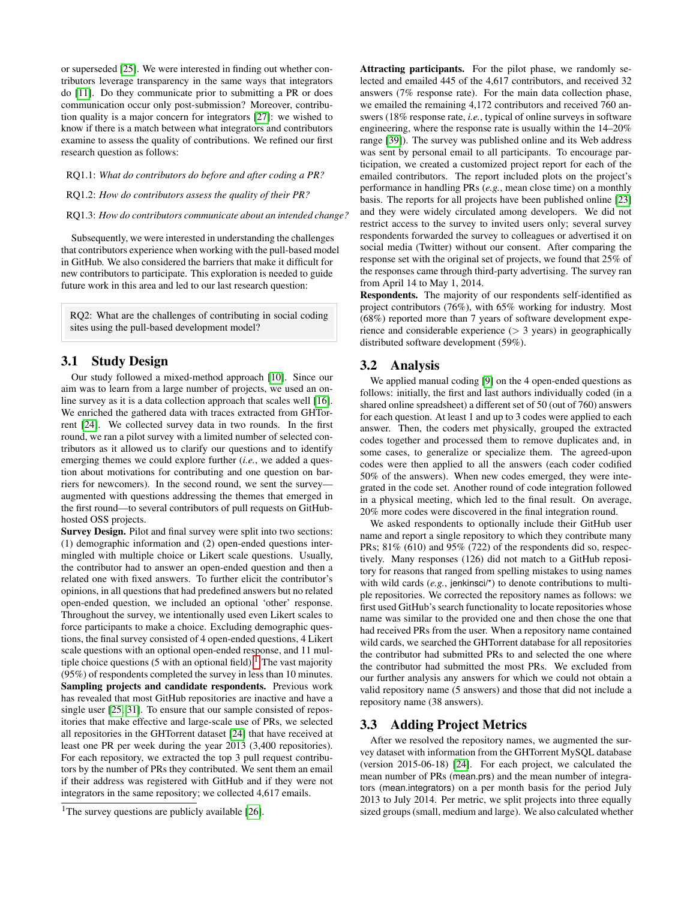or superseded [25]. We were interested in finding out whether contributors leverage transparency in the same ways that integrators do [11]. Do they communicate prior to submitting a PR or does communication occur only post-submission? Moreover, contribution quality is a major concern for integrators [27]: we wished to know if there is a match between what integrators and contributors examine to assess the quality of contributions. We refined our first research question as follows:

RQ1.1: *What do contributors do before and after coding a PR?*

RQ1.2: *How do contributors assess the quality of their PR?*

RQ1.3: *How do contributors communicate about an intended change?*

Subsequently, we were interested in understanding the challenges that contributors experience when working with the pull-based model in GitHub. We also considered the barriers that make it difficult for new contributors to participate. This exploration is needed to guide future work in this area and led to our last research question:

> RQ2: What are the challenges of contributing in social coding sites using the pull-based development model?

## 3.1 Study Design

Our study followed a mixed-method approach [10]. Since our aim was to learn from a large number of projects, we used an online survey as it is a data collection approach that scales well [16]. We enriched the gathered data with traces extracted from GHTorrent [24]. We collected survey data in two rounds. In the first round, we ran a pilot survey with a limited number of selected contributors as it allowed us to clarify our questions and to identify emerging themes we could explore further (*i.e.*, we added a question about motivations for contributing and one question on barriers for newcomers). In the second round, we sent the survey—augmented with questions addressing the themes that emerged in the first round—to several contributors of pull requests on GitHub-hosted OSS projects.

**Survey Design.** Pilot and final survey were split into two sections: (1) demographic information and (2) open-ended questions intermingled with multiple choice or Likert scale questions. Usually, the contributor had to answer an open-ended question and then a related one with fixed answers. To further elicit the contributor's opinions, in all questions that had predefined answers but no related open-ended question, we included an optional 'other' response. Throughout the survey, we intentionally used even Likert scales to force participants to make a choice. Excluding demographic questions, the final survey consisted of 4 open-ended questions, 4 Likert scale questions with an optional open-ended response, and 11 multiple choice questions (5 with an optional field).[1] The vast majority (95%) of respondents completed the survey in less than 10 minutes.

**Sampling projects and candidate respondents.** Previous work has revealed that most GitHub repositories are inactive and have a single user [25, 31]. To ensure that our sample consisted of repositories that make effective and large-scale use of PRs, we selected all repositories in the GHTorrent dataset [24] that have received at least one PR per week during the year 2013 (3,400 repositories). For each repository, we extracted the top 3 pull request contributors by the number of PRs they contributed. We sent them an email if their address was registered with GitHub and if they were not integrators in the same repository; we collected 4,617 emails.

[1] The survey questions are publicly available [26].

**Attracting participants.** For the pilot phase, we randomly selected and emailed 445 of the 4,617 contributors, and received 32 answers (7% response rate). For the main data collection phase, we emailed the remaining 4,172 contributors and received 760 answers (18% response rate, *i.e.*, typical of online surveys in software engineering, where the response rate is usually within the 14–20% range [39]). The survey was published online and its Web address was sent by personal email to all participants. To encourage participation, we created a customized project report for each of the emailed contributors. The report included plots on the project's performance in handling PRs (*e.g.*, mean close time) on a monthly basis. The reports for all projects have been published online [23] and they were widely circulated among developers. We did not restrict access to the survey to invited users only; several survey respondents forwarded the survey to colleagues or advertised it on social media (Twitter) without our consent. After comparing the response set with the original set of projects, we found that 25% of the responses came through third-party advertising. The survey ran from April 14 to May 1, 2014.

**Respondents.** The majority of our respondents self-identified as project contributors (76%), with 65% working for industry. Most (68%) reported more than 7 years of software development experience and considerable experience ($>$ 3 years) in geographically distributed software development (59%).

## 3.2 Analysis

We applied manual coding [9] on the 4 open-ended questions as follows: initially, the first and last authors individually coded (in a shared online spreadsheet) a different set of 50 (out of 760) answers for each question. At least 1 and up to 3 codes were applied to each answer. Then, the coders met physically, grouped the extracted codes together and processed them to remove duplicates and, in some cases, to generalize or specialize them. The agreed-upon codes were then applied to all the answers (each coder codified 50% of the answers). When new codes emerged, they were integrated in the code set. Another round of code integration followed in a physical meeting, which led to the final result. On average, 20% more codes were discovered in the final integration round.

We asked respondents to optionally include their GitHub user name and report a single repository to which they contribute many PRs; 81% (610) and 95% (722) of the respondents did so, respectively. Many responses (126) did not match to a GitHub repository for reasons that ranged from spelling mistakes to using names with wild cards (*e.g.*, jenkinsci/*) to denote contributions to multiple repositories. We corrected the repository names as follows: we first used GitHub's search functionality to locate repositories whose name was similar to the provided one and then chose the one that had received PRs from the user. When a repository name contained wild cards, we searched the GHTorrent database for all repositories the contributor had submitted PRs to and selected the one where the contributor had submitted the most PRs. We excluded from our further analysis any answers for which we could not obtain a valid repository name (5 answers) and those that did not include a repository name (38 answers).

## 3.3 Adding Project Metrics

After we resolved the repository names, we augmented the survey dataset with information from the GHTorrent MySQL database (version 2015-06-18) [24]. For each project, we calculated the mean number of PRs (mean.prs) and the mean number of integrators (mean.integrators) on a per month basis for the period July 2013 to July 2014. Per metric, we split projects into three equally sized groups (small, medium and large). We also calculated whether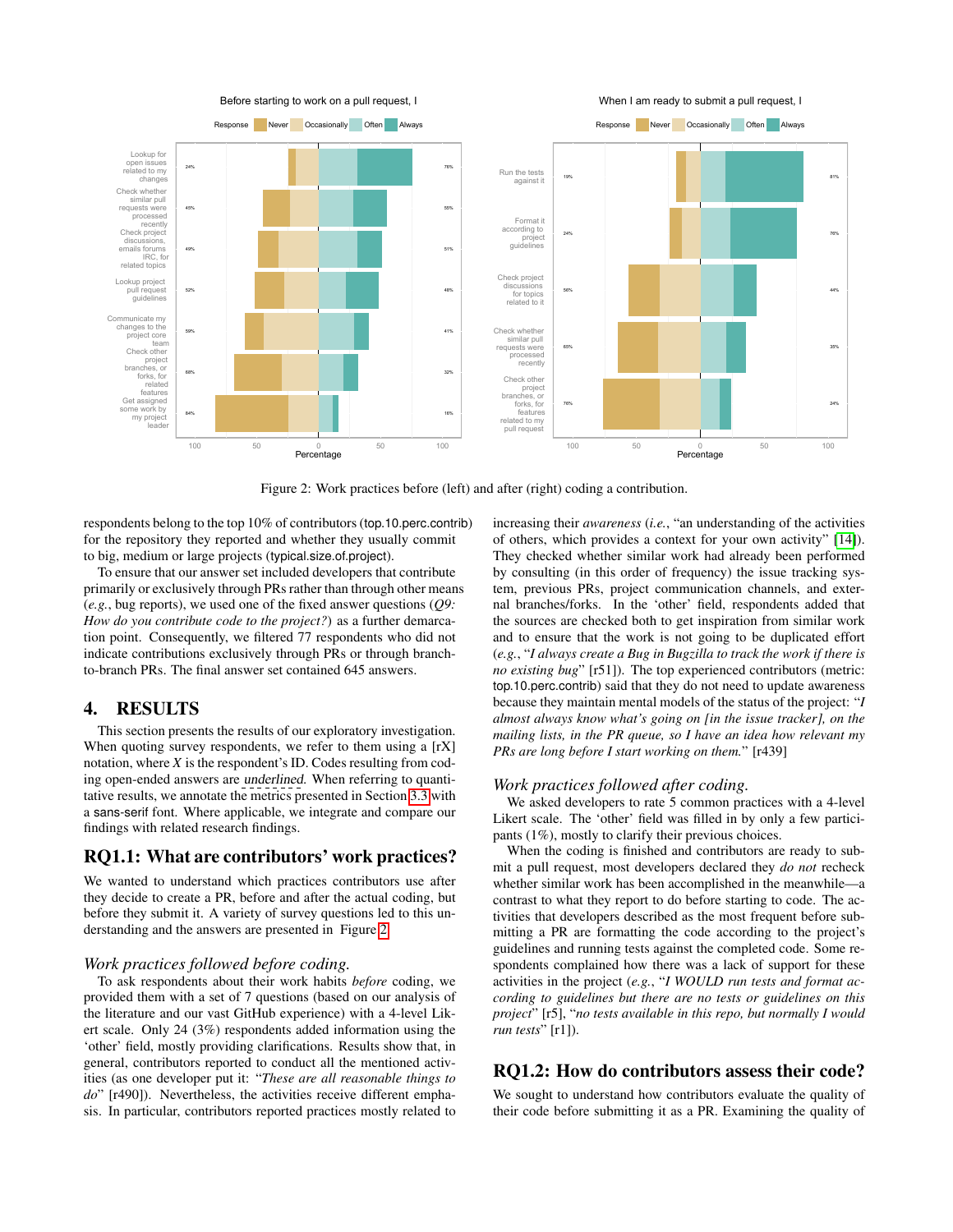Figure 2: Work practices before (left) and after (right) coding a contribution.

respondents belong to the top 10% of contributors (top.10.perc.contrib) for the repository they reported and whether they usually commit to big, medium or large projects (typical.size.of.project).

To ensure that our answer set included developers that contribute primarily or exclusively through PRs rather than through other means (*e.g.*, bug reports), we used one of the fixed answer questions (*Q9: How do you contribute code to the project?*) as a further demarcation point. Consequently, we filtered 77 respondents who did not indicate contributions exclusively through PRs or through branch-to-branch PRs. The final answer set contained 645 answers.

## 4. RESULTS

This section presents the results of our exploratory investigation. When quoting survey respondents, we refer to them using a [rX] notation, where *X* is the respondent's ID. Codes resulting from coding open-ended answers are underlined. When referring to quantitative results, we annotate the metrics presented in Section 3.3 with a sans-serif font. Where applicable, we integrate and compare our findings with related research findings.

### RQ1.1: What are contributors' work practices?

We wanted to understand which practices contributors use after they decide to create a PR, before and after the actual coding, but before they submit it. A variety of survey questions led to this understanding and the answers are presented in Figure 2.

#### *Work practices followed before coding.*

To ask respondents about their work habits *before* coding, we provided them with a set of 7 questions (based on our analysis of the literature and our vast GitHub experience) with a 4-level Likert scale. Only 24 (3%) respondents added information using the 'other' field, mostly providing clarifications. Results show that, in general, contributors reported to conduct all the mentioned activities (as one developer put it: "*These are all reasonable things to do*" [r490]). Nevertheless, the activities receive different emphasis. In particular, contributors reported practices mostly related to increasing their *awareness* (*i.e.*, "an understanding of the activities of others, which provides a context for your own activity" [14]). They checked whether similar work had already been performed by consulting (in this order of frequency) the issue tracking system, previous PRs, project communication channels, and external branches/forks. In the 'other' field, respondents added that the sources are checked both to get inspiration from similar work and to ensure that the work is not going to be duplicated effort (*e.g.*, "*I always create a Bug in Bugzilla to track the work if there is no existing bug*" [r51]). The top experienced contributors (metric: top.10.perc.contrib) said that they do not need to update awareness because they maintain mental models of the status of the project: "*I almost always know what's going on [in the issue tracker], on the mailing lists, in the PR queue, so I have an idea how relevant my PRs are long before I start working on them.*" [r439]

#### *Work practices followed after coding.*

We asked developers to rate 5 common practices with a 4-level Likert scale. The 'other' field was filled in by only a few participants (1%), mostly to clarify their previous choices.

When the coding is finished and contributors are ready to submit a pull request, most developers declared they *do not* recheck whether similar work has been accomplished in the meanwhile—a contrast to what they report to do before starting to code. The activities that developers described as the most frequent before submitting a PR are formatting the code according to the project's guidelines and running tests against the completed code. Some respondents complained how there was a lack of support for these activities in the project (*e.g.*, "*I WOULD run tests and format according to guidelines but there are no tests or guidelines on this project*" [r5], "*no tests available in this repo, but normally I would run tests*" [r1]).

### RQ1.2: How do contributors assess their code?

We sought to understand how contributors evaluate the quality of their code before submitting it as a PR. Examining the quality of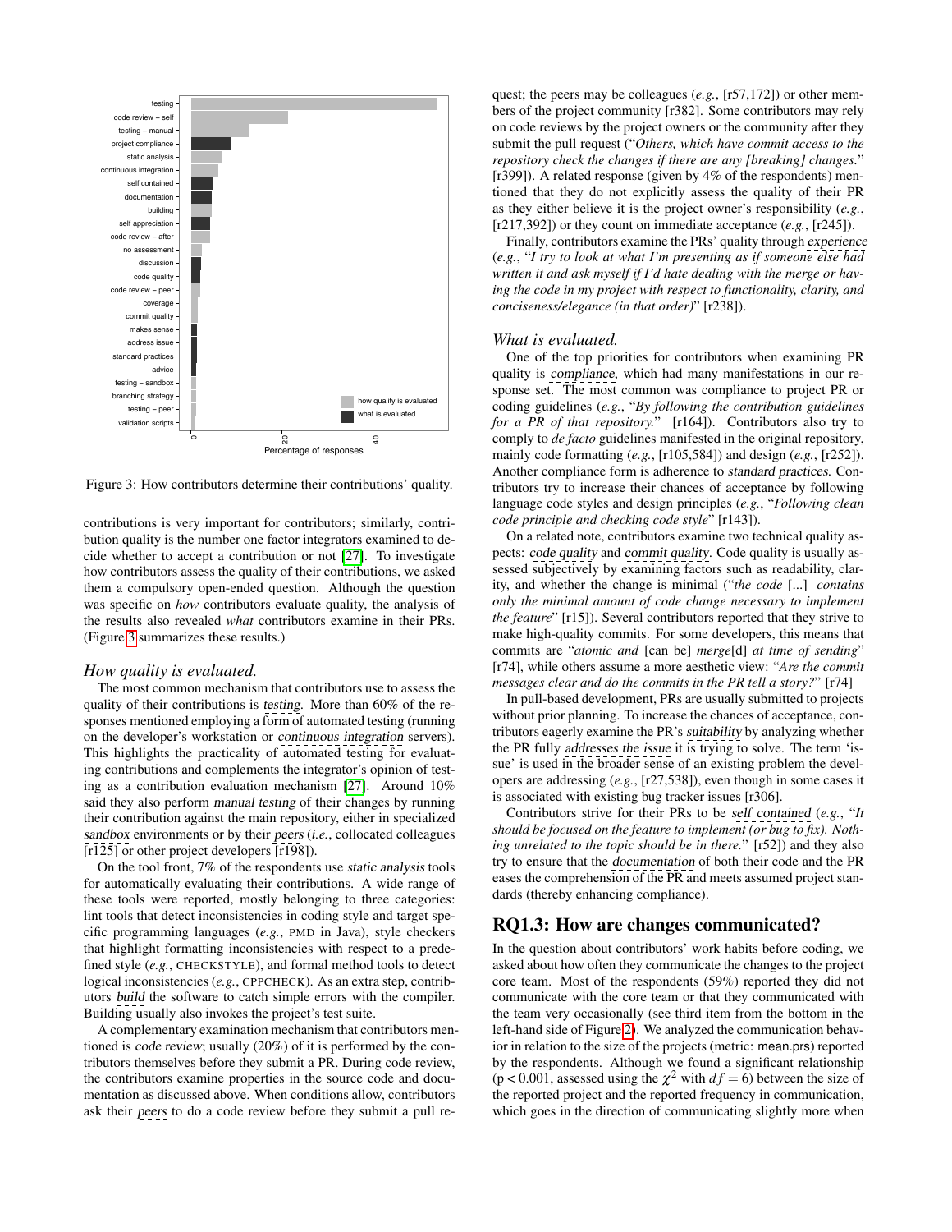Figure 3: How contributors determine their contributions' quality.

contributions is very important for contributors; similarly, contribution quality is the number one factor integrators examined to decide whether to accept a contribution or not [27]. To investigate how contributors assess the quality of their contributions, we asked them a compulsory open-ended question. Although the question was specific on *how* contributors evaluate quality, the analysis of the results also revealed *what* contributors examine in their PRs. (Figure 3 summarizes these results.)

### *How quality is evaluated.*

The most common mechanism that contributors use to assess the quality of their contributions is testing. More than 60% of the responses mentioned employing a form of automated testing (running on the developer's workstation or continuous integration servers). This highlights the practicality of automated testing for evaluating contributions and complements the integrator's opinion of testing as a contribution evaluation mechanism [27]. Around 10% said they also perform manual testing of their changes by running their contribution against the main repository, either in specialized sandbox environments or by their peers (*i.e.*, collocated colleagues [r125] or other project developers [r198]).

On the tool front, 7% of the respondents use static analysis tools for automatically evaluating their contributions. A wide range of these tools were reported, mostly belonging to three categories: lint tools that detect inconsistencies in coding style and target specific programming languages (*e.g.*, PMD in Java), style checkers that highlight formatting inconsistencies with respect to a predefined style (*e.g.*, CHECKSTYLE), and formal method tools to detect logical inconsistencies (*e.g.*, CPPCHECK). As an extra step, contributors build the software to catch simple errors with the compiler. Building usually also invokes the project's test suite.

A complementary examination mechanism that contributors mentioned is code review; usually (20%) of it is performed by the contributors themselves before they submit a PR. During code review, the contributors examine properties in the source code and documentation as discussed above. When conditions allow, contributors ask their peers to do a code review before they submit a pull request; the peers may be colleagues (*e.g.*, [r57,172]) or other members of the project community [r382]. Some contributors may rely on code reviews by the project owners or the community after they submit the pull request ("*Others, which have commit access to the repository check the changes if there are any [breaking] changes.*" [r399]). A related response (given by 4% of the respondents) mentioned that they do not explicitly assess the quality of their PR as they either believe it is the project owner's responsibility (*e.g.*, [r217,392]) or they count on immediate acceptance (*e.g.*, [r245]).

Finally, contributors examine the PRs' quality through experience (*e.g.*, "*I try to look at what I'm presenting as if someone else had written it and ask myself if I'd hate dealing with the merge or having the code in my project with respect to functionality, clarity, and conciseness/elegance (in that order)*" [r238]).

### *What is evaluated.*

One of the top priorities for contributors when examining PR quality is compliance, which had many manifestations in our response set. The most common was compliance to project PR or coding guidelines (*e.g.*, "*By following the contribution guidelines for a PR of that repository.*" [r164]). Contributors also try to comply to *de facto* guidelines manifested in the original repository, mainly code formatting (*e.g.*, [r105,584]) and design (*e.g.*, [r252]). Another compliance form is adherence to standard practices. Contributors try to increase their chances of acceptance by following language code styles and design principles (*e.g.*, "*Following clean code principle and checking code style*" [r143]).

On a related note, contributors examine two technical quality aspects: code quality and commit quality. Code quality is usually assessed subjectively by examining factors such as readability, clarity, and whether the change is minimal ("*the code* [...] *contains only the minimal amount of code change necessary to implement the feature*" [r15]). Several contributors reported that they strive to make high-quality commits. For some developers, this means that commits are "*atomic and* [can be] *merge*[d] *at time of sending*" [r74], while others assume a more aesthetic view: "*Are the commit messages clear and do the commits in the PR tell a story?*" [r74]

In pull-based development, PRs are usually submitted to projects without prior planning. To increase the chances of acceptance, contributors eagerly examine the PR's suitability by analyzing whether the PR fully addresses the issue it is trying to solve. The term 'issue' is used in the broader sense of an existing problem the developers are addressing (*e.g.*, [r27,538]), even though in some cases it is associated with existing bug tracker issues [r306].

Contributors strive for their PRs to be self contained (*e.g.*, "*It should be focused on the feature to implement (or bug to fix). Nothing unrelated to the topic should be in there.*" [r52]) and they also try to ensure that the documentation of both their code and the PR eases the comprehension of the PR and meets assumed project standards (thereby enhancing compliance).

## RQ1.3: How are changes communicated?

In the question about contributors' work habits before coding, we asked about how often they communicate the changes to the project core team. Most of the respondents (59%) reported they did not communicate with the core team or that they communicated with the team very occasionally (see third item from the bottom in the left-hand side of Figure 2). We analyzed the communication behavior in relation to the size of the projects (metric: mean.prs) reported by the respondents. Although we found a significant relationship ($p < 0.001$, assessed using the $\chi^2$ with $df = 6$) between the size of the reported project and the reported frequency in communication, which goes in the direction of communicating slightly more when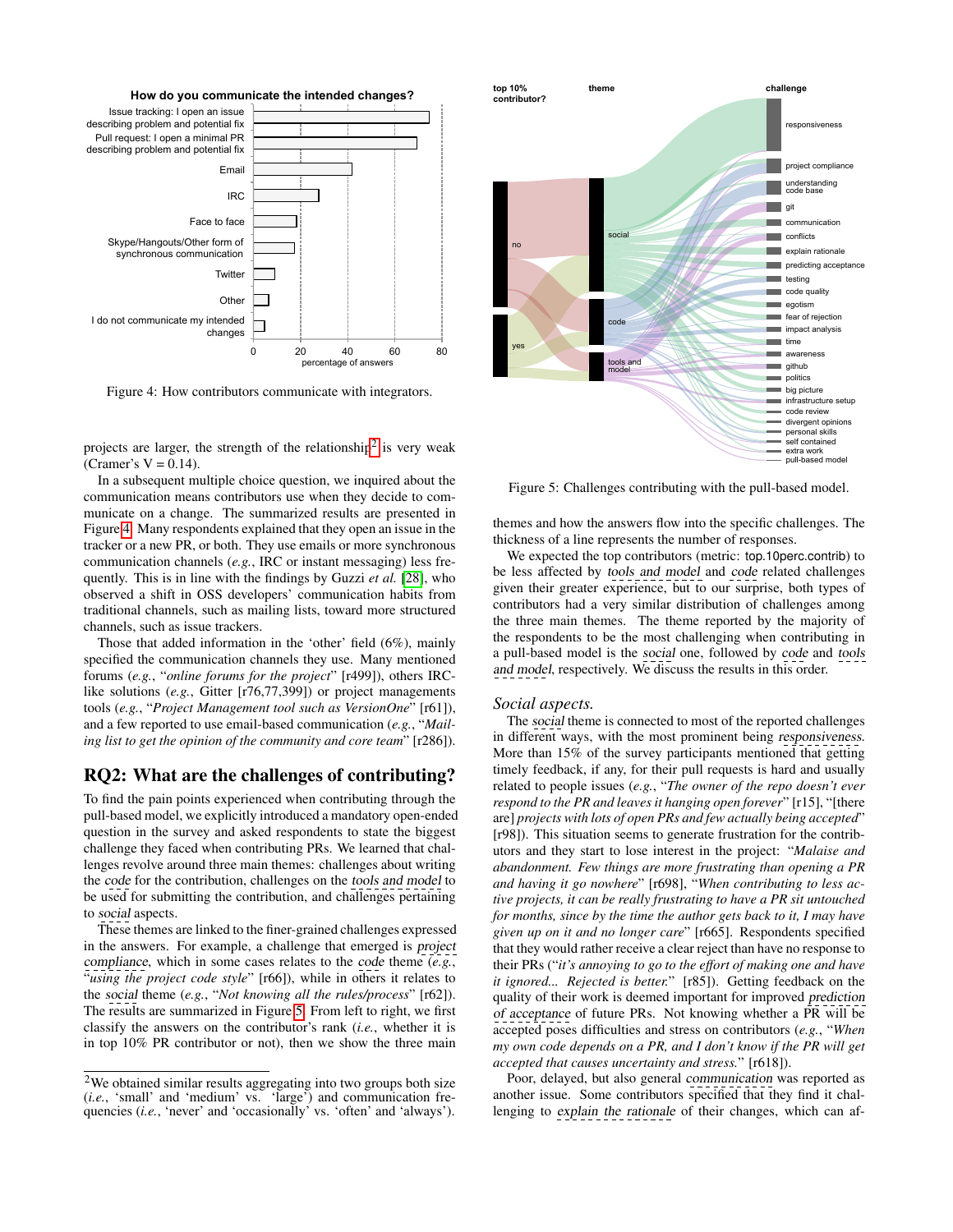Figure 4: How contributors communicate with integrators.

projects are larger, the strength of the relationship[2] is very weak (Cramer's V = 0.14).

In a subsequent multiple choice question, we inquired about the communication means contributors use when they decide to communicate on a change. The summarized results are presented in Figure 4. Many respondents explained that they open an issue in the tracker or a new PR, or both. They use emails or more synchronous communication channels (*e.g.*, IRC or instant messaging) less frequently. This is in line with the findings by Guzzi *et al.* [28], who observed a shift in OSS developers' communication habits from traditional channels, such as mailing lists, toward more structured channels, such as issue trackers.

Those that added information in the 'other' field (6%), mainly specified the communication channels they use. Many mentioned forums (*e.g.*, "*online forums for the project*" [r499]), others IRC-like solutions (*e.g.*, Gitter [r76,77,399]) or project managements tools (*e.g.*, "*Project Management tool such as VersionOne*" [r61]), and a few reported to use email-based communication (*e.g.*, "*Mailing list to get the opinion of the community and core team*" [r286]).

## RQ2: What are the challenges of contributing?

To find the pain points experienced when contributing through the pull-based model, we explicitly introduced a mandatory open-ended question in the survey and asked respondents to state the biggest challenge they faced when contributing PRs. We learned that challenges revolve around three main themes: challenges about writing the code for the contribution, challenges on the tools and model to be used for submitting the contribution, and challenges pertaining to social aspects.

These themes are linked to the finer-grained challenges expressed in the answers. For example, a challenge that emerged is project compliance, which in some cases relates to the code theme (*e.g.*, "*using the project code style*" [r66]), while in others it relates to the social theme (*e.g.*, "*Not knowing all the rules/process*" [r62]). The results are summarized in Figure 5. From left to right, we first classify the answers on the contributor's rank (*i.e.*, whether it is in top 10% PR contributor or not), then we show the three main themes and how the answers flow into the specific challenges. The thickness of a line represents the number of responses.

Figure 5: Challenges contributing with the pull-based model.

We expected the top contributors (metric: top.10perc.contrib) to be less affected by tools and model and code related challenges given their greater experience, but to our surprise, both types of contributors had a very similar distribution of challenges among the three main themes. The theme reported by the majority of the respondents to be the most challenging when contributing in a pull-based model is the social one, followed by code and tools and model, respectively. We discuss the results in this order.

### *Social aspects.*

The social theme is connected to most of the reported challenges in different ways, with the most prominent being responsiveness. More than 15% of the survey participants mentioned that getting timely feedback, if any, for their pull requests is hard and usually related to people issues (*e.g.*, "*The owner of the repo doesn't ever respond to the PR and leaves it hanging open forever*" [r15], "[there are] *projects with lots of open PRs and few actually being accepted*" [r98]). This situation seems to generate frustration for the contributors and they start to lose interest in the project: "*Malaise and abandonment. Few things are more frustrating than opening a PR and having it go nowhere*" [r698], "*When contributing to less active projects, it can be really frustrating to have a PR sit untouched for months, since by the time the author gets back to it, I may have given up on it and no longer care*" [r665]. Respondents specified that they would rather receive a clear reject than have no response to their PRs ("*it's annoying to go to the effort of making one and have it ignored... Rejected is better.*" [r85]). Getting feedback on the quality of their work is deemed important for improved prediction of acceptance of future PRs. Not knowing whether a PR will be accepted poses difficulties and stress on contributors (*e.g.*, "*When my own code depends on a PR, and I don't know if the PR will get accepted that causes uncertainty and stress.*" [r618]).

Poor, delayed, but also general communication was reported as another issue. Some contributors specified that they find it challenging to explain the rationale of their changes, which can af-

[2] We obtained similar results aggregating into two groups both size (*i.e.*, 'small' and 'medium' vs. 'large') and communication frequencies (*i.e.*, 'never' and 'occasionally' vs. 'often' and 'always').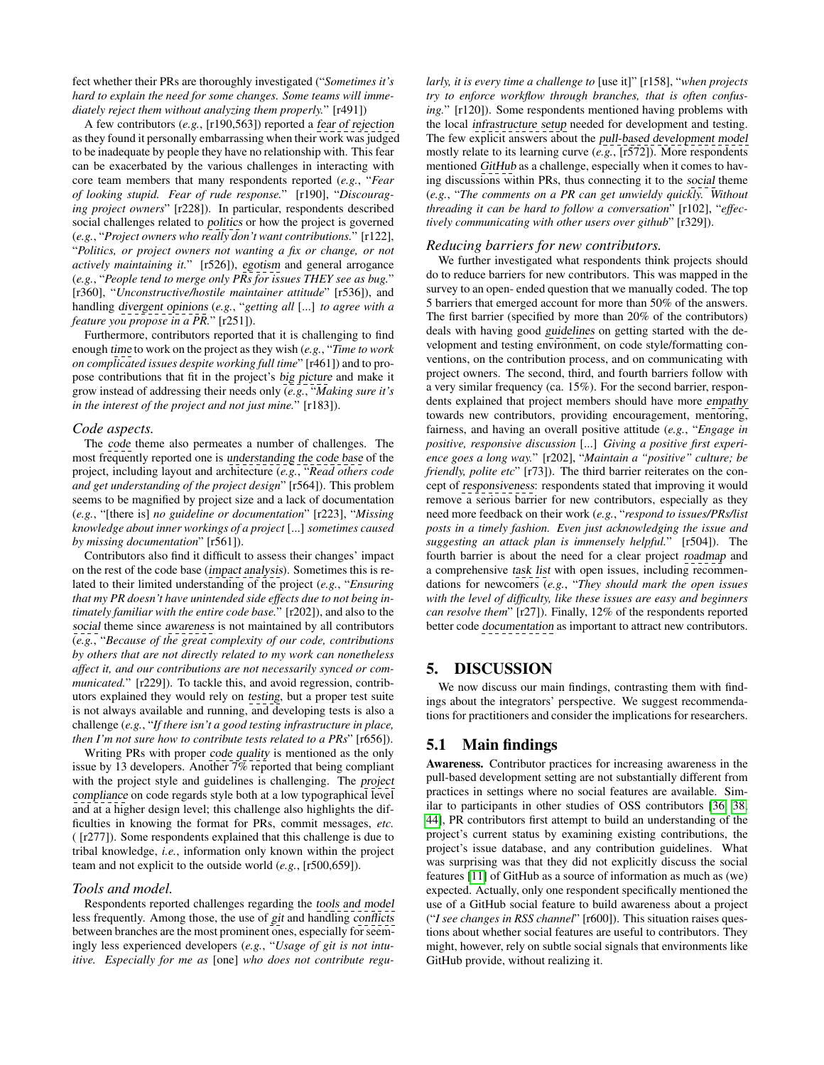fect whether their PRs are thoroughly investigated ("*Sometimes it's hard to explain the need for some changes. Some teams will immediately reject them without analyzing them properly.*" [r491])

A few contributors (*e.g.*, [r190,563]) reported a fear of rejection as they found it personally embarrassing when their work was judged to be inadequate by people they have no relationship with. This fear can be exacerbated by the various challenges in interacting with core team members that many respondents reported (*e.g.*, "*Fear of looking stupid. Fear of rude response.*" [r190], "*Discouraging project owners*" [r228]). In particular, respondents described social challenges related to politics or how the project is governed (*e.g.*, "*Project owners who really don't want contributions.*" [r122], "*Politics, or project owners not wanting a fix or change, or not actively maintaining it.*" [r526]), egotism and general arrogance (*e.g.*, "*People tend to merge only PRs for issues THEY see as bug.*" [r360], "*Unconstructive/hostile maintainer attitude*" [r536]), and handling divergent opinions (*e.g.*, "*getting all* [...] *to agree with a feature you propose in a PR.*" [r251]).

Furthermore, contributors reported that it is challenging to find enough time to work on the project as they wish (*e.g.*, "*Time to work on complicated issues despite working full time*" [r461]) and to propose contributions that fit in the project's big picture and make it grow instead of addressing their needs only (*e.g.*, "*Making sure it's in the interest of the project and not just mine.*" [r183]).

### *Code aspects.*

The code theme also permeates a number of challenges. The most frequently reported one is understanding the code base of the project, including layout and architecture (*e.g.*, "*Read others code and get understanding of the project design*" [r564]). This problem seems to be magnified by project size and a lack of documentation (*e.g.*, "[there is] *no guideline or documentation*" [r223], "*Missing knowledge about inner workings of a project* [...] *sometimes caused by missing documentation*" [r561]).

Contributors also find it difficult to assess their changes' impact on the rest of the code base (impact analysis). Sometimes this is related to their limited understanding of the project (*e.g.*, "*Ensuring that my PR doesn't have unintended side effects due to not being intimately familiar with the entire code base.*" [r202]), and also to the social theme since awareness is not maintained by all contributors (*e.g.*, "*Because of the great complexity of our code, contributions by others that are not directly related to my work can nonetheless affect it, and our contributions are not necessarily synced or communicated.*" [r229]). To tackle this, and avoid regression, contributors explained they would rely on testing, but a proper test suite is not always available and running, and developing tests is also a challenge (*e.g.*, "*If there isn't a good testing infrastructure in place, then I'm not sure how to contribute tests related to a PRs*" [r656]).

Writing PRs with proper code quality is mentioned as the only issue by 13 developers. Another 7% reported that being compliant with the project style and guidelines is challenging. The project compliance on code regards style both at a low typographical level and at a higher design level; this challenge also highlights the difficulties in knowing the format for PRs, commit messages, *etc.* ( [r277]). Some respondents explained that this challenge is due to tribal knowledge, *i.e.*, information only known within the project team and not explicit to the outside world (*e.g.*, [r500,659]).

### *Tools and model.*

Respondents reported challenges regarding the tools and model less frequently. Among those, the use of git and handling conflicts between branches are the most prominent ones, especially for seemingly less experienced developers (*e.g.*, "*Usage of git is not intuitive. Especially for me as* [one] *who does not contribute regularly, it is every time a challenge to* [use it]" [r158], "*when projects try to enforce workflow through branches, that is often confusing.*" [r120]). Some respondents mentioned having problems with the local infrastructure setup needed for development and testing. The few explicit answers about the pull-based development model mostly relate to its learning curve (*e.g.*, [r572]). More respondents mentioned GitHub as a challenge, especially when it comes to having discussions within PRs, thus connecting it to the social theme (*e.g.*, "*The comments on a PR can get unwieldy quickly. Without threading it can be hard to follow a conversation*" [r102], "*effectively communicating with other users over github*" [r329]).

### *Reducing barriers for new contributors.*

We further investigated what respondents think projects should do to reduce barriers for new contributors. This was mapped in the survey to an open- ended question that we manually coded. The top 5 barriers that emerged account for more than 50% of the answers. The first barrier (specified by more than 20% of the contributors) deals with having good guidelines on getting started with the development and testing environment, on code style/formatting conventions, on the contribution process, and on communicating with project owners. The second, third, and fourth barriers follow with a very similar frequency (ca. 15%). For the second barrier, respondents explained that project members should have more empathy towards new contributors, providing encouragement, mentoring, fairness, and having an overall positive attitude (*e.g.*, "*Engage in positive, responsive discussion* [...] *Giving a positive first experience goes a long way.*" [r202], "*Maintain a "positive" culture; be friendly, polite etc*" [r73]). The third barrier reiterates on the concept of responsiveness: respondents stated that improving it would remove a serious barrier for new contributors, especially as they need more feedback on their work (*e.g.*, "*respond to issues/PRs/list posts in a timely fashion. Even just acknowledging the issue and suggesting an attack plan is immensely helpful.*" [r504]). The fourth barrier is about the need for a clear project roadmap and a comprehensive task list with open issues, including recommendations for newcomers (*e.g.*, "*They should mark the open issues with the level of difficulty, like these issues are easy and beginners can resolve them*" [r27]). Finally, 12% of the respondents reported better code documentation as important to attract new contributors.

## 5. DISCUSSION

We now discuss our main findings, contrasting them with findings about the integrators' perspective. We suggest recommendations for practitioners and consider the implications for researchers.

## 5.1 Main findings

**Awareness.** Contributor practices for increasing awareness in the pull-based development setting are not substantially different from practices in settings where no social features are available. Similar to participants in other studies of OSS contributors [36, 38, 44], PR contributors first attempt to build an understanding of the project's current status by examining existing contributions, the project's issue database, and any contribution guidelines. What was surprising was that they did not explicitly discuss the social features [11] of GitHub as a source of information as much as (we) expected. Actually, only one respondent specifically mentioned the use of a GitHub social feature to build awareness about a project ("*I see changes in RSS channel*" [r600]). This situation raises questions about whether social features are useful to contributors. They might, however, rely on subtle social signals that environments like GitHub provide, without realizing it.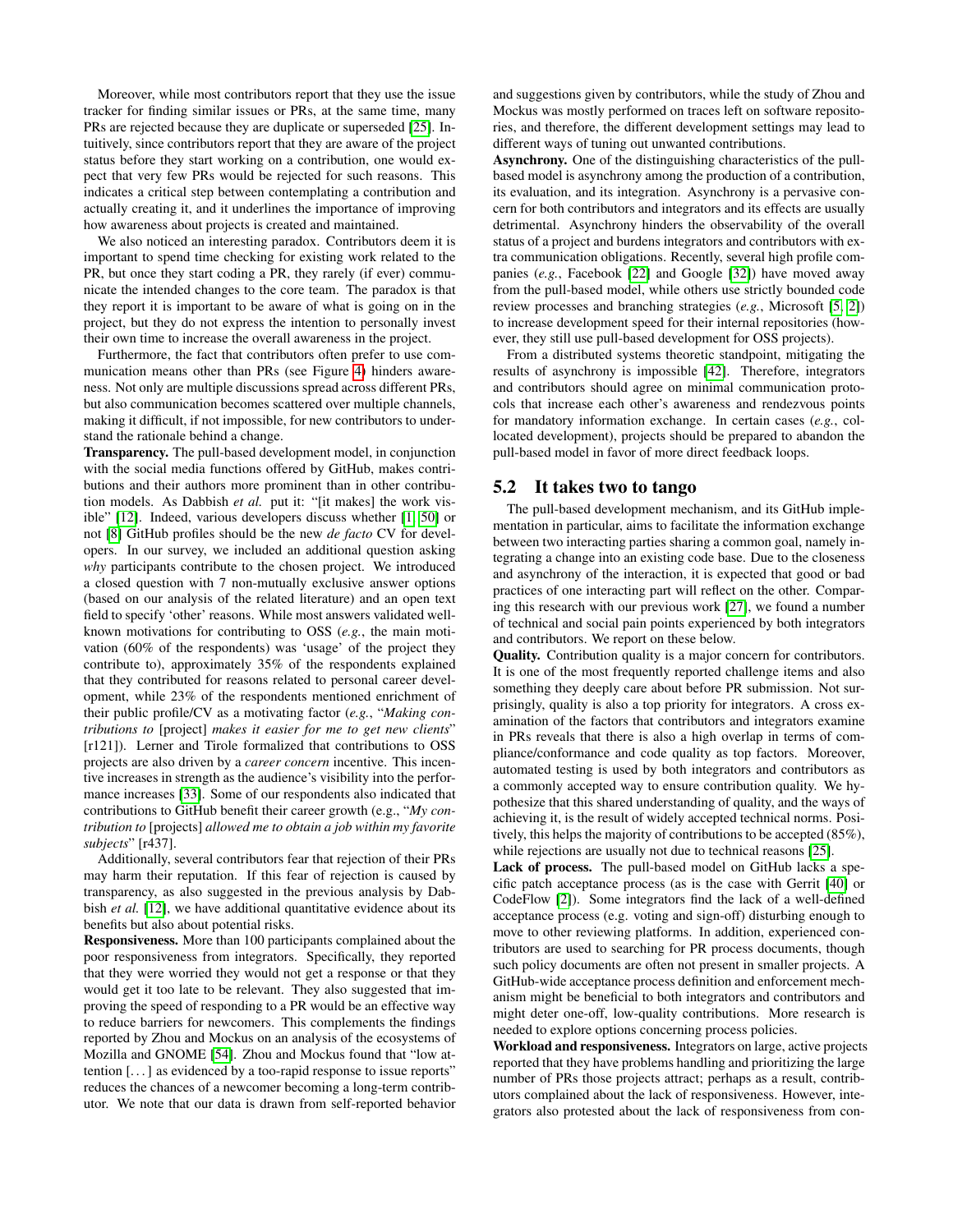Moreover, while most contributors report that they use the issue tracker for finding similar issues or PRs, at the same time, many PRs are rejected because they are duplicate or superseded [25]. Intuitively, since contributors report that they are aware of the project status before they start working on a contribution, one would expect that very few PRs would be rejected for such reasons. This indicates a critical step between contemplating a contribution and actually creating it, and it underlines the importance of improving how awareness about projects is created and maintained.

We also noticed an interesting paradox. Contributors deem it is important to spend time checking for existing work related to the PR, but once they start coding a PR, they rarely (if ever) communicate the intended changes to the core team. The paradox is that they report it is important to be aware of what is going on in the project, but they do not express the intention to personally invest their own time to increase the overall awareness in the project.

Furthermore, the fact that contributors often prefer to use communication means other than PRs (see Figure 4) hinders awareness. Not only are multiple discussions spread across different PRs, but also communication becomes scattered over multiple channels, making it difficult, if not impossible, for new contributors to understand the rationale behind a change.

**Transparency.** The pull-based development model, in conjunction with the social media functions offered by GitHub, makes contributions and their authors more prominent than in other contribution models. As Dabbish *et al.* put it: "[it makes] the work visible" [12]. Indeed, various developers discuss whether [1, 50] or not [8] GitHub profiles should be the new *de facto* CV for developers. In our survey, we included an additional question asking *why* participants contribute to the chosen project. We introduced a closed question with 7 non-mutually exclusive answer options (based on our analysis of the related literature) and an open text field to specify 'other' reasons. While most answers validated well-known motivations for contributing to OSS (*e.g.*, the main motivation (60% of the respondents) was 'usage' of the project they contribute to), approximately 35% of the respondents explained that they contributed for reasons related to personal career development, while 23% of the respondents mentioned enrichment of their public profile/CV as a motivating factor (*e.g.*, "*Making contributions to* [project] *makes it easier for me to get new clients*" [r121]). Lerner and Tirole formalized that contributions to OSS projects are also driven by a *career concern* incentive. This incentive increases in strength as the audience's visibility into the performance increases [33]. Some of our respondents also indicated that contributions to GitHub benefit their career growth (e.g., "*My contribution to* [projects] *allowed me to obtain a job within my favorite subjects*" [r437].

Additionally, several contributors fear that rejection of their PRs may harm their reputation. If this fear of rejection is caused by transparency, as also suggested in the previous analysis by Dabbish *et al.* [12], we have additional quantitative evidence about its benefits but also about potential risks.

**Responsiveness.** More than 100 participants complained about the poor responsiveness from integrators. Specifically, they reported that they were worried they would not get a response or that they would get it too late to be relevant. They also suggested that improving the speed of responding to a PR would be an effective way to reduce barriers for newcomers. This complements the findings reported by Zhou and Mockus on an analysis of the ecosystems of Mozilla and GNOME [54]. Zhou and Mockus found that "low attention [. . . ] as evidenced by a too-rapid response to issue reports" reduces the chances of a newcomer becoming a long-term contributor. We note that our data is drawn from self-reported behavior and suggestions given by contributors, while the study of Zhou and Mockus was mostly performed on traces left on software repositories, and therefore, the different development settings may lead to different ways of tuning out unwanted contributions.

**Asynchrony.** One of the distinguishing characteristics of the pull-based model is asynchrony among the production of a contribution, its evaluation, and its integration. Asynchrony is a pervasive concern for both contributors and integrators and its effects are usually detrimental. Asynchrony hinders the observability of the overall status of a project and burdens integrators and contributors with extra communication obligations. Recently, several high profile companies (*e.g.*, Facebook [22] and Google [32]) have moved away from the pull-based model, while others use strictly bounded code review processes and branching strategies (*e.g.*, Microsoft [5, 2]) to increase development speed for their internal repositories (however, they still use pull-based development for OSS projects).

From a distributed systems theoretic standpoint, mitigating the results of asynchrony is impossible [42]. Therefore, integrators and contributors should agree on minimal communication protocols that increase each other's awareness and rendezvous points for mandatory information exchange. In certain cases (*e.g.*, collocated development), projects should be prepared to abandon the pull-based model in favor of more direct feedback loops.

## 5.2 It takes two to tango

The pull-based development mechanism, and its GitHub implementation in particular, aims to facilitate the information exchange between two interacting parties sharing a common goal, namely integrating a change into an existing code base. Due to the closeness and asynchrony of the interaction, it is expected that good or bad practices of one interacting part will reflect on the other. Comparing this research with our previous work [27], we found a number of technical and social pain points experienced by both integrators and contributors. We report on these below.

**Quality.** Contribution quality is a major concern for contributors. It is one of the most frequently reported challenge items and also something they deeply care about before PR submission. Not surprisingly, quality is also a top priority for integrators. A cross examination of the factors that contributors and integrators examine in PRs reveals that there is also a high overlap in terms of compliance/conformance and code quality as top factors. Moreover, automated testing is used by both integrators and contributors as a commonly accepted way to ensure contribution quality. We hypothesize that this shared understanding of quality, and the ways of achieving it, is the result of widely accepted technical norms. Positively, this helps the majority of contributions to be accepted (85%), while rejections are usually not due to technical reasons [25].

**Lack of process.** The pull-based model on GitHub lacks a specific patch acceptance process (as is the case with Gerrit [40] or CodeFlow [2]). Some integrators find the lack of a well-defined acceptance process (e.g. voting and sign-off) disturbing enough to move to other reviewing platforms. In addition, experienced contributors are used to searching for PR process documents, though such policy documents are often not present in smaller projects. A GitHub-wide acceptance process definition and enforcement mechanism might be beneficial to both integrators and contributors and might deter one-off, low-quality contributions. More research is needed to explore options concerning process policies.

**Workload and responsiveness.** Integrators on large, active projects reported that they have problems handling and prioritizing the large number of PRs those projects attract; perhaps as a result, contributors complained about the lack of responsiveness. However, integrators also protested about the lack of responsiveness from con-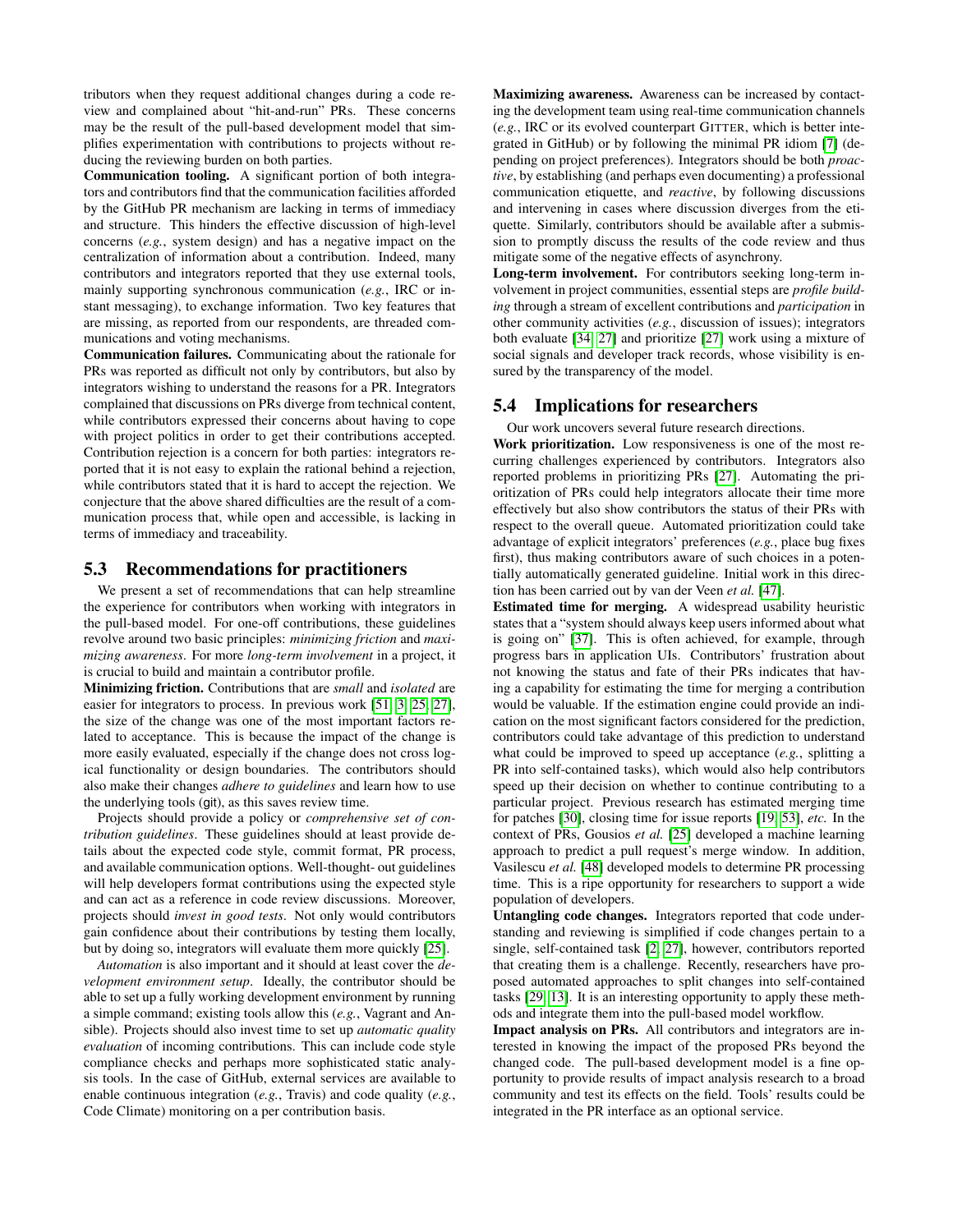tributors when they request additional changes during a code review and complained about "hit-and-run" PRs. These concerns may be the result of the pull-based development model that simplifies experimentation with contributions to projects without reducing the reviewing burden on both parties.

**Communication tooling.** A significant portion of both integrators and contributors find that the communication facilities afforded by the GitHub PR mechanism are lacking in terms of immediacy and structure. This hinders the effective discussion of high-level concerns (*e.g.*, system design) and has a negative impact on the centralization of information about a contribution. Indeed, many contributors and integrators reported that they use external tools, mainly supporting synchronous communication (*e.g.*, IRC or instant messaging), to exchange information. Two key features that are missing, as reported from our respondents, are threaded communications and voting mechanisms.

**Communication failures.** Communicating about the rationale for PRs was reported as difficult not only by contributors, but also by integrators wishing to understand the reasons for a PR. Integrators complained that discussions on PRs diverge from technical content, while contributors expressed their concerns about having to cope with project politics in order to get their contributions accepted. Contribution rejection is a concern for both parties: integrators reported that it is not easy to explain the rational behind a rejection, while contributors stated that it is hard to accept the rejection. We conjecture that the above shared difficulties are the result of a communication process that, while open and accessible, is lacking in terms of immediacy and traceability.

## 5.3 Recommendations for practitioners

We present a set of recommendations that can help streamline the experience for contributors when working with integrators in the pull-based model. For one-off contributions, these guidelines revolve around two basic principles: *minimizing friction* and *maximizing awareness*. For more *long-term involvement* in a project, it is crucial to build and maintain a contributor profile.

**Minimizing friction.** Contributions that are *small* and *isolated* are easier for integrators to process. In previous work [51, 3, 25, 27], the size of the change was one of the most important factors related to acceptance. This is because the impact of the change is more easily evaluated, especially if the change does not cross logical functionality or design boundaries. The contributors should also make their changes *adhere to guidelines* and learn how to use the underlying tools (git), as this saves review time.

Projects should provide a policy or *comprehensive set of contribution guidelines*. These guidelines should at least provide details about the expected code style, commit format, PR process, and available communication options. Well-thought- out guidelines will help developers format contributions using the expected style and can act as a reference in code review discussions. Moreover, projects should *invest in good tests*. Not only would contributors gain confidence about their contributions by testing them locally, but by doing so, integrators will evaluate them more quickly [25].

*Automation* is also important and it should at least cover the *development environment setup*. Ideally, the contributor should be able to set up a fully working development environment by running a simple command; existing tools allow this (*e.g.*, Vagrant and Ansible). Projects should also invest time to set up *automatic quality evaluation* of incoming contributions. This can include code style compliance checks and perhaps more sophisticated static analysis tools. In the case of GitHub, external services are available to enable continuous integration (*e.g.*, Travis) and code quality (*e.g.*, Code Climate) monitoring on a per contribution basis.

**Maximizing awareness.** Awareness can be increased by contacting the development team using real-time communication channels (*e.g.*, IRC or its evolved counterpart GITTER, which is better integrated in GitHub) or by following the minimal PR idiom [7] (depending on project preferences). Integrators should be both *proactive*, by establishing (and perhaps even documenting) a professional communication etiquette, and *reactive*, by following discussions and intervening in cases where discussion diverges from the etiquette. Similarly, contributors should be available after a submission to promptly discuss the results of the code review and thus mitigate some of the negative effects of asynchrony.

**Long-term involvement.** For contributors seeking long-term involvement in project communities, essential steps are *profile building* through a stream of excellent contributions and *participation* in other community activities (*e.g.*, discussion of issues); integrators both evaluate [34, 27] and prioritize [27] work using a mixture of social signals and developer track records, whose visibility is ensured by the transparency of the model.

## 5.4 Implications for researchers

Our work uncovers several future research directions.

**Work prioritization.** Low responsiveness is one of the most recurring challenges experienced by contributors. Integrators also reported problems in prioritizing PRs [27]. Automating the prioritization of PRs could help integrators allocate their time more effectively but also show contributors the status of their PRs with respect to the overall queue. Automated prioritization could take advantage of explicit integrators' preferences (*e.g.*, place bug fixes first), thus making contributors aware of such choices in a potentially automatically generated guideline. Initial work in this direction has been carried out by van der Veen *et al.* [47].

**Estimated time for merging.** A widespread usability heuristic states that a "system should always keep users informed about what is going on" [37]. This is often achieved, for example, through progress bars in application UIs. Contributors' frustration about not knowing the status and fate of their PRs indicates that having a capability for estimating the time for merging a contribution would be valuable. If the estimation engine could provide an indication on the most significant factors considered for the prediction, contributors could take advantage of this prediction to understand what could be improved to speed up acceptance (*e.g.*, splitting a PR into self-contained tasks), which would also help contributors speed up their decision on whether to continue contributing to a particular project. Previous research has estimated merging time for patches [30], closing time for issue reports [19, 53], *etc.* In the context of PRs, Gousios *et al.* [25] developed a machine learning approach to predict a pull request's merge window. In addition, Vasilescu *et al.* [48] developed models to determine PR processing time. This is a ripe opportunity for researchers to support a wide population of developers.

**Untangling code changes.** Integrators reported that code understanding and reviewing is simplified if code changes pertain to a single, self-contained task [2, 27], however, contributors reported that creating them is a challenge. Recently, researchers have proposed automated approaches to split changes into self-contained tasks [29, 13]. It is an interesting opportunity to apply these methods and integrate them into the pull-based model workflow.

**Impact analysis on PRs.** All contributors and integrators are interested in knowing the impact of the proposed PRs beyond the changed code. The pull-based development model is a fine opportunity to provide results of impact analysis research to a broad community and test its effects on the field. Tools' results could be integrated in the PR interface as an optional service.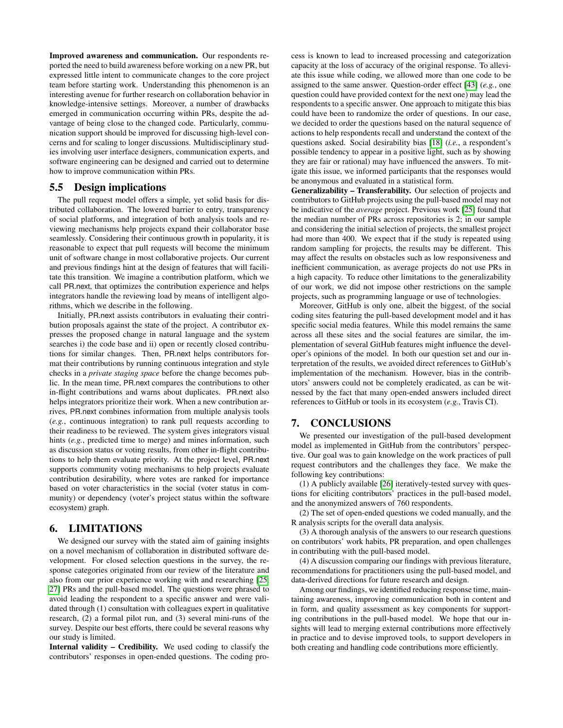**Improved awareness and communication.** Our respondents reported the need to build awareness before working on a new PR, but expressed little intent to communicate changes to the core project team before starting work. Understanding this phenomenon is an interesting avenue for further research on collaboration behavior in knowledge-intensive settings. Moreover, a number of drawbacks emerged in communication occurring within PRs, despite the advantage of being close to the changed code. Particularly, communication support should be improved for discussing high-level concerns and for scaling to longer discussions. Multidisciplinary studies involving user interface designers, communication experts, and software engineering can be designed and carried out to determine how to improve communication within PRs.

## 5.5 Design implications

The pull request model offers a simple, yet solid basis for distributed collaboration. The lowered barrier to entry, transparency of social platforms, and integration of both analysis tools and reviewing mechanisms help projects expand their collaborator base seamlessly. Considering their continuous growth in popularity, it is reasonable to expect that pull requests will become the minimum unit of software change in most collaborative projects. Our current and previous findings hint at the design of features that will facilitate this transition. We imagine a contribution platform, which we call PR.next, that optimizes the contribution experience and helps integrators handle the reviewing load by means of intelligent algorithms, which we describe in the following.

Initially, PR.next assists contributors in evaluating their contribution proposals against the state of the project. A contributor expresses the proposed change in natural language and the system searches i) the code base and ii) open or recently closed contributions for similar changes. Then, PR.next helps contributors format their contributions by running continuous integration and style checks in a *private staging space* before the change becomes public. In the mean time, PR.next compares the contributions to other in-flight contributions and warns about duplicates. PR.next also helps integrators prioritize their work. When a new contribution arrives, PR.next combines information from multiple analysis tools (*e.g.*, continuous integration) to rank pull requests according to their readiness to be reviewed. The system gives integrators visual hints (*e.g.*, predicted time to merge) and mines information, such as discussion status or voting results, from other in-flight contributions to help them evaluate priority. At the project level, PR.next supports community voting mechanisms to help projects evaluate contribution desirability, where votes are ranked for importance based on voter characteristics in the social (voter status in community) or dependency (voter's project status within the software ecosystem) graph.

# 6. LIMITATIONS

We designed our survey with the stated aim of gaining insights on a novel mechanism of collaboration in distributed software development. For closed selection questions in the survey, the response categories originated from our review of the literature and also from our prior experience working with and researching [25, 27] PRs and the pull-based model. The questions were phrased to avoid leading the respondent to a specific answer and were validated through (1) consultation with colleagues expert in qualitative research, (2) a formal pilot run, and (3) several mini-runs of the survey. Despite our best efforts, there could be several reasons why our study is limited.

**Internal validity – Credibility.** We used coding to classify the contributors' responses in open-ended questions. The coding process is known to lead to increased processing and categorization capacity at the loss of accuracy of the original response. To alleviate this issue while coding, we allowed more than one code to be assigned to the same answer. Question-order effect [43] (*e.g.*, one question could have provided context for the next one) may lead the respondents to a specific answer. One approach to mitigate this bias could have been to randomize the order of questions. In our case, we decided to order the questions based on the natural sequence of actions to help respondents recall and understand the context of the questions asked. Social desirability bias [18] (*i.e.*, a respondent's possible tendency to appear in a positive light, such as by showing they are fair or rational) may have influenced the answers. To mitigate this issue, we informed participants that the responses would be anonymous and evaluated in a statistical form.

**Generalizability – Transferability.** Our selection of projects and contributors to GitHub projects using the pull-based model may not be indicative of the *average* project. Previous work [25] found that the median number of PRs across repositories is 2; in our sample and considering the initial selection of projects, the smallest project had more than 400. We expect that if the study is repeated using random sampling for projects, the results may be different. This may affect the results on obstacles such as low responsiveness and inefficient communication, as average projects do not use PRs in a high capacity. To reduce other limitations to the generalizability of our work, we did not impose other restrictions on the sample projects, such as programming language or use of technologies.

Moreover, GitHub is only one, albeit the biggest, of the social coding sites featuring the pull-based development model and it has specific social media features. While this model remains the same across all these sites and the social features are similar, the implementation of several GitHub features might influence the developer's opinions of the model. In both our question set and our interpretation of the results, we avoided direct references to GitHub's implementation of the mechanism. However, bias in the contributors' answers could not be completely eradicated, as can be witnessed by the fact that many open-ended answers included direct references to GitHub or tools in its ecosystem (*e.g.*, Travis CI).

# 7. CONCLUSIONS

We presented our investigation of the pull-based development model as implemented in GitHub from the contributors' perspective. Our goal was to gain knowledge on the work practices of pull request contributors and the challenges they face. We make the following key contributions:

(1) A publicly available [26] iteratively-tested survey with questions for eliciting contributors' practices in the pull-based model, and the anonymized answers of 760 respondents.

(2) The set of open-ended questions we coded manually, and the R analysis scripts for the overall data analysis.

(3) A thorough analysis of the answers to our research questions on contributors' work habits, PR preparation, and open challenges in contributing with the pull-based model.

(4) A discussion comparing our findings with previous literature, recommendations for practitioners using the pull-based model, and data-derived directions for future research and design.

Among our findings, we identified reducing response time, maintaining awareness, improving communication both in content and in form, and quality assessment as key components for supporting contributions in the pull-based model. We hope that our insights will lead to merging external contributions more effectively in practice and to devise improved tools, to support developers in both creating and handling code contributions more efficiently.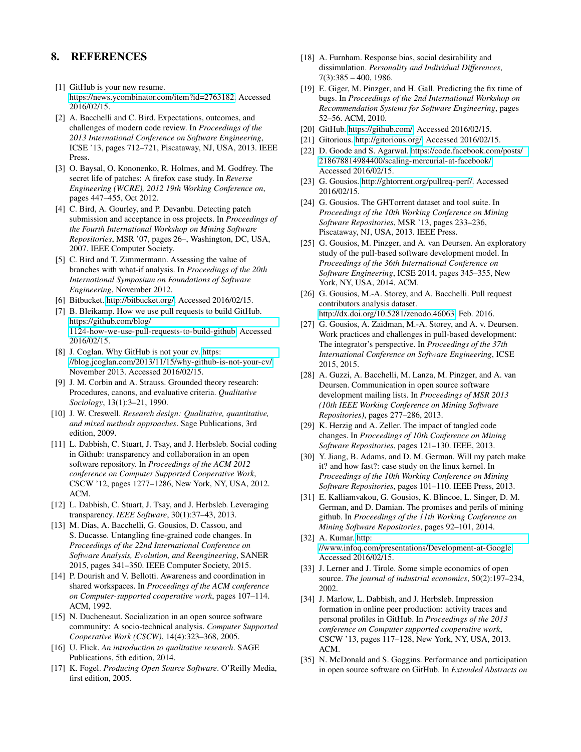## 8. REFERENCES

[1] GitHub is your new resume. https://news.ycombinator.com/item?id=2763182. Accessed 2016/02/15.

[2] A. Bacchelli and C. Bird. Expectations, outcomes, and challenges of modern code review. In *Proceedings of the 2013 International Conference on Software Engineering*, ICSE '13, pages 712–721, Piscataway, NJ, USA, 2013. IEEE Press.

[3] O. Baysal, O. Kononenko, R. Holmes, and M. Godfrey. The secret life of patches: A firefox case study. In *Reverse Engineering (WCRE), 2012 19th Working Conference on*, pages 447–455, Oct 2012.

[4] C. Bird, A. Gourley, and P. Devanbu. Detecting patch submission and acceptance in oss projects. In *Proceedings of the Fourth International Workshop on Mining Software Repositories*, MSR '07, pages 26–, Washington, DC, USA, 2007. IEEE Computer Society.

[5] C. Bird and T. Zimmermann. Assessing the value of branches with what-if analysis. In *Proceedings of the 20th International Symposium on Foundations of Software Engineering*, November 2012.

[6] Bitbucket. http://bitbucket.org/. Accessed 2016/02/15.

[7] B. Bleikamp. How we use pull requests to build GitHub. https://github.com/blog/1124-how-we-use-pull-requests-to-build-github. Accessed 2016/02/15.

[8] J. Coglan. Why GitHub is not your cv. https://blog.jcoglan.com/2013/11/15/why-github-is-not-your-cv/, November 2013. Accessed 2016/02/15.

[9] J. M. Corbin and A. Strauss. Grounded theory research: Procedures, canons, and evaluative criteria. *Qualitative Sociology*, 13(1):3–21, 1990.

[10] J. W. Creswell. *Research design: Qualitative, quantitative, and mixed methods approaches*. Sage Publications, 3rd edition, 2009.

[11] L. Dabbish, C. Stuart, J. Tsay, and J. Herbsleb. Social coding in Github: transparency and collaboration in an open software repository. In *Proceedings of the ACM 2012 conference on Computer Supported Cooperative Work*, CSCW '12, pages 1277–1286, New York, NY, USA, 2012. ACM.

[12] L. Dabbish, C. Stuart, J. Tsay, and J. Herbsleb. Leveraging transparency. *IEEE Software*, 30(1):37–43, 2013.

[13] M. Dias, A. Bacchelli, G. Gousios, D. Cassou, and S. Ducasse. Untangling fine-grained code changes. In *Proceedings of the 22nd International Conference on Software Analysis, Evolution, and Reengineering*, SANER 2015, pages 341–350. IEEE Computer Society, 2015.

[14] P. Dourish and V. Bellotti. Awareness and coordination in shared workspaces. In *Proceedings of the ACM conference on Computer-supported cooperative work*, pages 107–114. ACM, 1992.

[15] N. Ducheneaut. Socialization in an open source software community: A socio-technical analysis. *Computer Supported Cooperative Work (CSCW)*, 14(4):323–368, 2005.

[16] U. Flick. *An introduction to qualitative research*. SAGE Publications, 5th edition, 2014.

[17] K. Fogel. *Producing Open Source Software*. O'Reilly Media, first edition, 2005.

[18] A. Furnham. Response bias, social desirability and dissimulation. *Personality and Individual Differences*, 7(3):385 – 400, 1986.

[19] E. Giger, M. Pinzger, and H. Gall. Predicting the fix time of bugs. In *Proceedings of the 2nd International Workshop on Recommendation Systems for Software Engineering*, pages 52–56. ACM, 2010.

[20] GitHub. https://github.com/. Accessed 2016/02/15.

[21] Gitorious. http://gitorious.org/. Accessed 2016/02/15.

[22] D. Goode and S. Agarwal. https://code.facebook.com/posts/218678814984400/scaling-mercurial-at-facebook/. Accessed 2016/02/15.

[23] G. Gousios. http://ghtorrent.org/pullreq-perf/. Accessed 2016/02/15.

[24] G. Gousios. The GHTorrent dataset and tool suite. In *Proceedings of the 10th Working Conference on Mining Software Repositories*, MSR '13, pages 233–236, Piscataway, NJ, USA, 2013. IEEE Press.

[25] G. Gousios, M. Pinzger, and A. van Deursen. An exploratory study of the pull-based software development model. In *Proceedings of the 36th International Conference on Software Engineering*, ICSE 2014, pages 345–355, New York, NY, USA, 2014. ACM.

[26] G. Gousios, M.-A. Storey, and A. Bacchelli. Pull request contributors analysis dataset. http://dx.doi.org/10.5281/zenodo.46063, Feb. 2016.

[27] G. Gousios, A. Zaidman, M.-A. Storey, and A. v. Deursen. Work practices and challenges in pull-based development: The integrator's perspective. In *Proceedings of the 37th International Conference on Software Engineering*, ICSE 2015, 2015.

[28] A. Guzzi, A. Bacchelli, M. Lanza, M. Pinzger, and A. van Deursen. Communication in open source software development mailing lists. In *Proceedings of MSR 2013 (10th IEEE Working Conference on Mining Software Repositories)*, pages 277–286, 2013.

[29] K. Herzig and A. Zeller. The impact of tangled code changes. In *Proceedings of 10th Conference on Mining Software Repositories*, pages 121–130. IEEE, 2013.

[30] Y. Jiang, B. Adams, and D. M. German. Will my patch make it? and how fast?: case study on the linux kernel. In *Proceedings of the 10th Working Conference on Mining Software Repositories*, pages 101–110. IEEE Press, 2013.

[31] E. Kalliamvakou, G. Gousios, K. Blincoe, L. Singer, D. M. German, and D. Damian. The promises and perils of mining github. In *Proceedings of the 11th Working Conference on Mining Software Repositories*, pages 92–101, 2014.

[32] A. Kumar. http://www.infoq.com/presentations/Development-at-Google. Accessed 2016/02/15.

[33] J. Lerner and J. Tirole. Some simple economics of open source. *The journal of industrial economics*, 50(2):197–234, 2002.

[34] J. Marlow, L. Dabbish, and J. Herbsleb. Impression formation in online peer production: activity traces and personal profiles in GitHub. In *Proceedings of the 2013 conference on Computer supported cooperative work*, CSCW '13, pages 117–128, New York, NY, USA, 2013. ACM.

[35] N. McDonald and S. Goggins. Performance and participation in open source software on GitHub. In *Extended Abstracts on*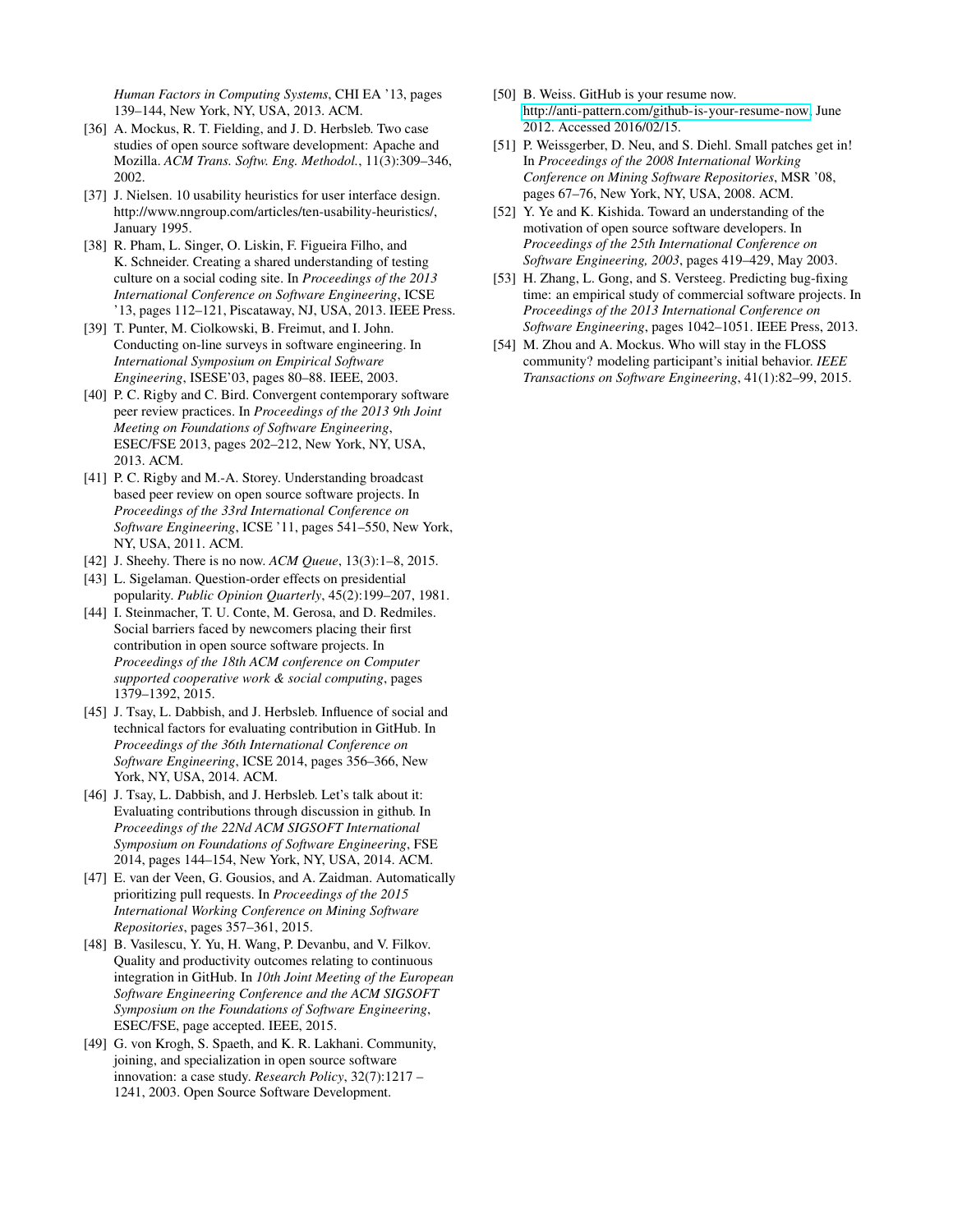*Human Factors in Computing Systems*, CHI EA '13, pages 139–144, New York, NY, USA, 2013. ACM.

[36] A. Mockus, R. T. Fielding, and J. D. Herbsleb. Two case studies of open source software development: Apache and Mozilla. *ACM Trans. Softw. Eng. Methodol.*, 11(3):309–346, 2002.

[37] J. Nielsen. 10 usability heuristics for user interface design. http://www.nngroup.com/articles/ten-usability-heuristics/, January 1995.

[38] R. Pham, L. Singer, O. Liskin, F. Figueira Filho, and K. Schneider. Creating a shared understanding of testing culture on a social coding site. In *Proceedings of the 2013 International Conference on Software Engineering*, ICSE '13, pages 112–121, Piscataway, NJ, USA, 2013. IEEE Press.

[39] T. Punter, M. Ciolkowski, B. Freimut, and I. John. Conducting on-line surveys in software engineering. In *International Symposium on Empirical Software Engineering*, ISESE'03, pages 80–88. IEEE, 2003.

[40] P. C. Rigby and C. Bird. Convergent contemporary software peer review practices. In *Proceedings of the 2013 9th Joint Meeting on Foundations of Software Engineering*, ESEC/FSE 2013, pages 202–212, New York, NY, USA, 2013. ACM.

[41] P. C. Rigby and M.-A. Storey. Understanding broadcast based peer review on open source software projects. In *Proceedings of the 33rd International Conference on Software Engineering*, ICSE '11, pages 541–550, New York, NY, USA, 2011. ACM.

[42] J. Sheehy. There is no now. *ACM Queue*, 13(3):1–8, 2015.

[43] L. Sigelaman. Question-order effects on presidential popularity. *Public Opinion Quarterly*, 45(2):199–207, 1981.

[44] I. Steinmacher, T. U. Conte, M. Gerosa, and D. Redmiles. Social barriers faced by newcomers placing their first contribution in open source software projects. In *Proceedings of the 18th ACM conference on Computer supported cooperative work & social computing*, pages 1379–1392, 2015.

[45] J. Tsay, L. Dabbish, and J. Herbsleb. Influence of social and technical factors for evaluating contribution in GitHub. In *Proceedings of the 36th International Conference on Software Engineering*, ICSE 2014, pages 356–366, New York, NY, USA, 2014. ACM.

[46] J. Tsay, L. Dabbish, and J. Herbsleb. Let's talk about it: Evaluating contributions through discussion in github. In *Proceedings of the 22Nd ACM SIGSOFT International Symposium on Foundations of Software Engineering*, FSE 2014, pages 144–154, New York, NY, USA, 2014. ACM.

[47] E. van der Veen, G. Gousios, and A. Zaidman. Automatically prioritizing pull requests. In *Proceedings of the 2015 International Working Conference on Mining Software Repositories*, pages 357–361, 2015.

[48] B. Vasilescu, Y. Yu, H. Wang, P. Devanbu, and V. Filkov. Quality and productivity outcomes relating to continuous integration in GitHub. In *10th Joint Meeting of the European Software Engineering Conference and the ACM SIGSOFT Symposium on the Foundations of Software Engineering*, ESEC/FSE, page accepted. IEEE, 2015.

[49] G. von Krogh, S. Spaeth, and K. R. Lakhani. Community, joining, and specialization in open source software innovation: a case study. *Research Policy*, 32(7):1217 – 1241, 2003. Open Source Software Development.

[50] B. Weiss. GitHub is your resume now. http://anti-pattern.com/github-is-your-resume-now, June 2012. Accessed 2016/02/15.

[51] P. Weissgerber, D. Neu, and S. Diehl. Small patches get in! In *Proceedings of the 2008 International Working Conference on Mining Software Repositories*, MSR '08, pages 67–76, New York, NY, USA, 2008. ACM.

[52] Y. Ye and K. Kishida. Toward an understanding of the motivation of open source software developers. In *Proceedings of the 25th International Conference on Software Engineering, 2003*, pages 419–429, May 2003.

[53] H. Zhang, L. Gong, and S. Versteeg. Predicting bug-fixing time: an empirical study of commercial software projects. In *Proceedings of the 2013 International Conference on Software Engineering*, pages 1042–1051. IEEE Press, 2013.

[54] M. Zhou and A. Mockus. Who will stay in the FLOSS community? modeling participant's initial behavior. *IEEE Transactions on Software Engineering*, 41(1):82–99, 2015.